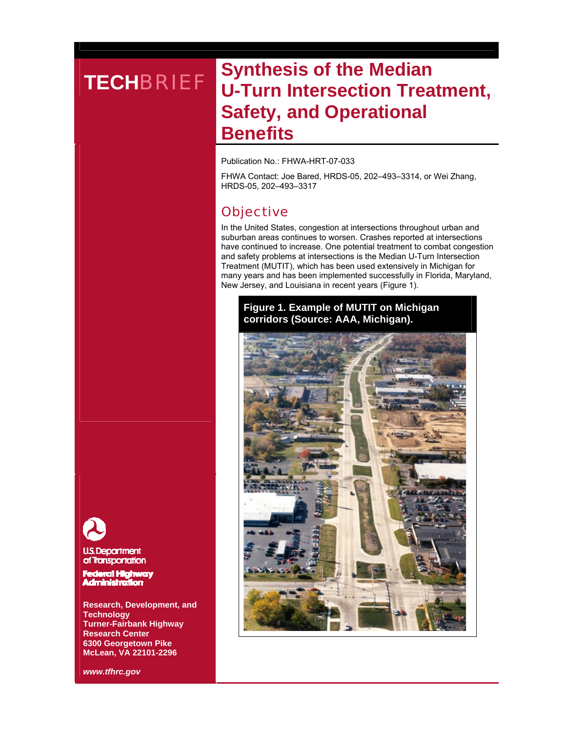# TECHBRIEF

# Synthesis of the Median U-Turn Intersection Treatment, Safety, and Operational Benefits

Publication No.: FHWA-HRT-07-033

FHWA Contact: Joe Bared, HRDS-05, 202–493–3314, or Wei Zhang, HRDS-05, 202–493–3317

## Objective

In the United States, congestion at intersections throughout urban and suburban areas continues to worsen. Crashes reported at intersections have continued to increase. One potential treatment to combat congestion and safety problems at intersections is the Median U-Turn Intersection Treatment (MUTIT), which has been used extensively in Michigan for many years and has been implemented successfully in Florida, Maryland, New Jersey, and Louisiana in recent years (Figure 1).

**Figure 1. Example of MUTIT on Michigan corridors (Source: AAA, Michigan).**

U.S. Department of Transportation

Federal Highway Administration

**Research, Development, and Technology**
**Turner-Fairbank Highway Research Center**
**6300 Georgetown Pike**
**McLean, VA 22101-2296**

***www.tfhrc.gov***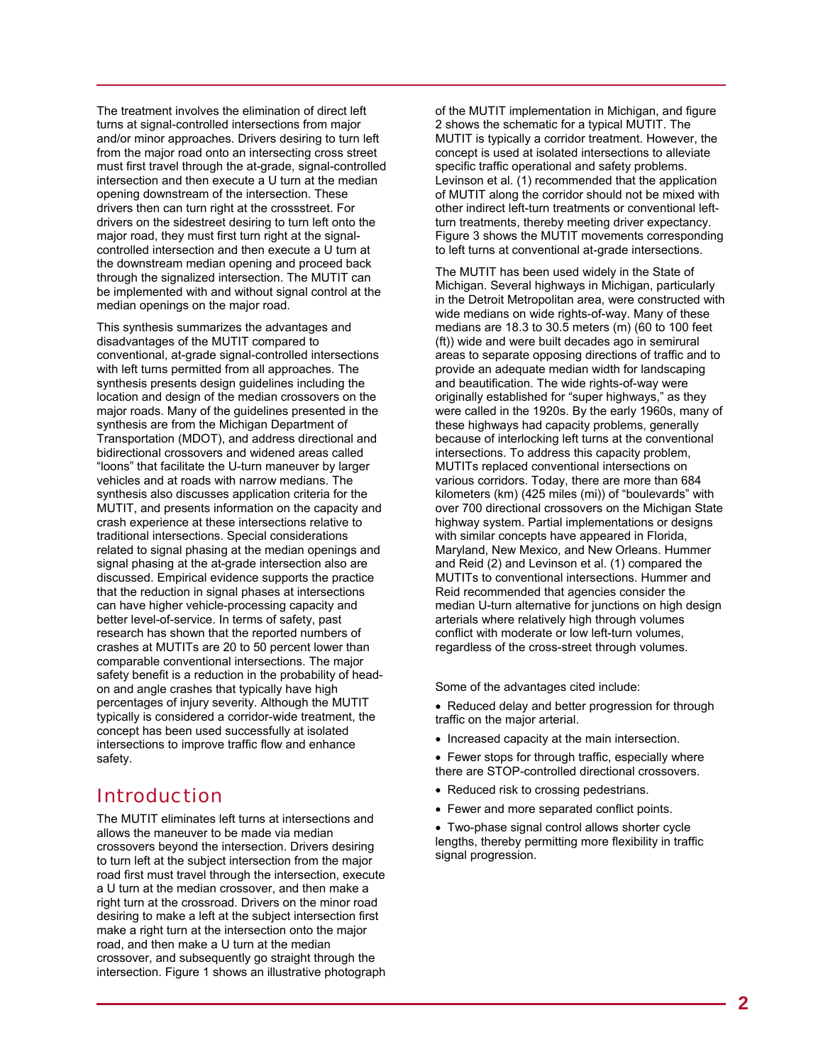The treatment involves the elimination of direct left turns at signal-controlled intersections from major and/or minor approaches. Drivers desiring to turn left from the major road onto an intersecting cross street must first travel through the at-grade, signal-controlled intersection and then execute a U turn at the median opening downstream of the intersection. These drivers then can turn right at the crossstreet. For drivers on the sidestreet desiring to turn left onto the major road, they must first turn right at the signal-controlled intersection and then execute a U turn at the downstream median opening and proceed back through the signalized intersection. The MUTIT can be implemented with and without signal control at the median openings on the major road.

This synthesis summarizes the advantages and disadvantages of the MUTIT compared to conventional, at-grade signal-controlled intersections with left turns permitted from all approaches. The synthesis presents design guidelines including the location and design of the median crossovers on the major roads. Many of the guidelines presented in the synthesis are from the Michigan Department of Transportation (MDOT), and address directional and bidirectional crossovers and widened areas called "loons" that facilitate the U-turn maneuver by larger vehicles and at roads with narrow medians. The synthesis also discusses application criteria for the MUTIT, and presents information on the capacity and crash experience at these intersections relative to traditional intersections. Special considerations related to signal phasing at the median openings and signal phasing at the at-grade intersection also are discussed. Empirical evidence supports the practice that the reduction in signal phases at intersections can have higher vehicle-processing capacity and better level-of-service. In terms of safety, past research has shown that the reported numbers of crashes at MUTITs are 20 to 50 percent lower than comparable conventional intersections. The major safety benefit is a reduction in the probability of head-on and angle crashes that typically have high percentages of injury severity. Although the MUTIT typically is considered a corridor-wide treatment, the concept has been used successfully at isolated intersections to improve traffic flow and enhance safety.

## Introduction

The MUTIT eliminates left turns at intersections and allows the maneuver to be made via median crossovers beyond the intersection. Drivers desiring to turn left at the subject intersection from the major road first must travel through the intersection, execute a U turn at the median crossover, and then make a right turn at the crossroad. Drivers on the minor road desiring to make a left at the subject intersection first make a right turn at the intersection onto the major road, and then make a U turn at the median crossover, and subsequently go straight through the intersection. Figure 1 shows an illustrative photograph of the MUTIT implementation in Michigan, and figure 2 shows the schematic for a typical MUTIT. The MUTIT is typically a corridor treatment. However, the concept is used at isolated intersections to alleviate specific traffic operational and safety problems. Levinson et al. (1) recommended that the application of MUTIT along the corridor should not be mixed with other indirect left-turn treatments or conventional left-turn treatments, thereby meeting driver expectancy. Figure 3 shows the MUTIT movements corresponding to left turns at conventional at-grade intersections.

The MUTIT has been used widely in the State of Michigan. Several highways in Michigan, particularly in the Detroit Metropolitan area, were constructed with wide medians on wide rights-of-way. Many of these medians are 18.3 to 30.5 meters (m) (60 to 100 feet (ft)) wide and were built decades ago in semirural areas to separate opposing directions of traffic and to provide an adequate median width for landscaping and beautification. The wide rights-of-way were originally established for "super highways," as they were called in the 1920s. By the early 1960s, many of these highways had capacity problems, generally because of interlocking left turns at the conventional intersections. To address this capacity problem, MUTITs replaced conventional intersections on various corridors. Today, there are more than 684 kilometers (km) (425 miles (mi)) of "boulevards" with over 700 directional crossovers on the Michigan State highway system. Partial implementations or designs with similar concepts have appeared in Florida, Maryland, New Mexico, and New Orleans. Hummer and Reid (2) and Levinson et al. (1) compared the MUTITs to conventional intersections. Hummer and Reid recommended that agencies consider the median U-turn alternative for junctions on high design arterials where relatively high through volumes conflict with moderate or low left-turn volumes, regardless of the cross-street through volumes.

Some of the advantages cited include:

- Reduced delay and better progression for through traffic on the major arterial.
- Increased capacity at the main intersection.
- Fewer stops for through traffic, especially where there are STOP-controlled directional crossovers.
- Reduced risk to crossing pedestrians.
- Fewer and more separated conflict points.
- Two-phase signal control allows shorter cycle lengths, thereby permitting more flexibility in traffic signal progression.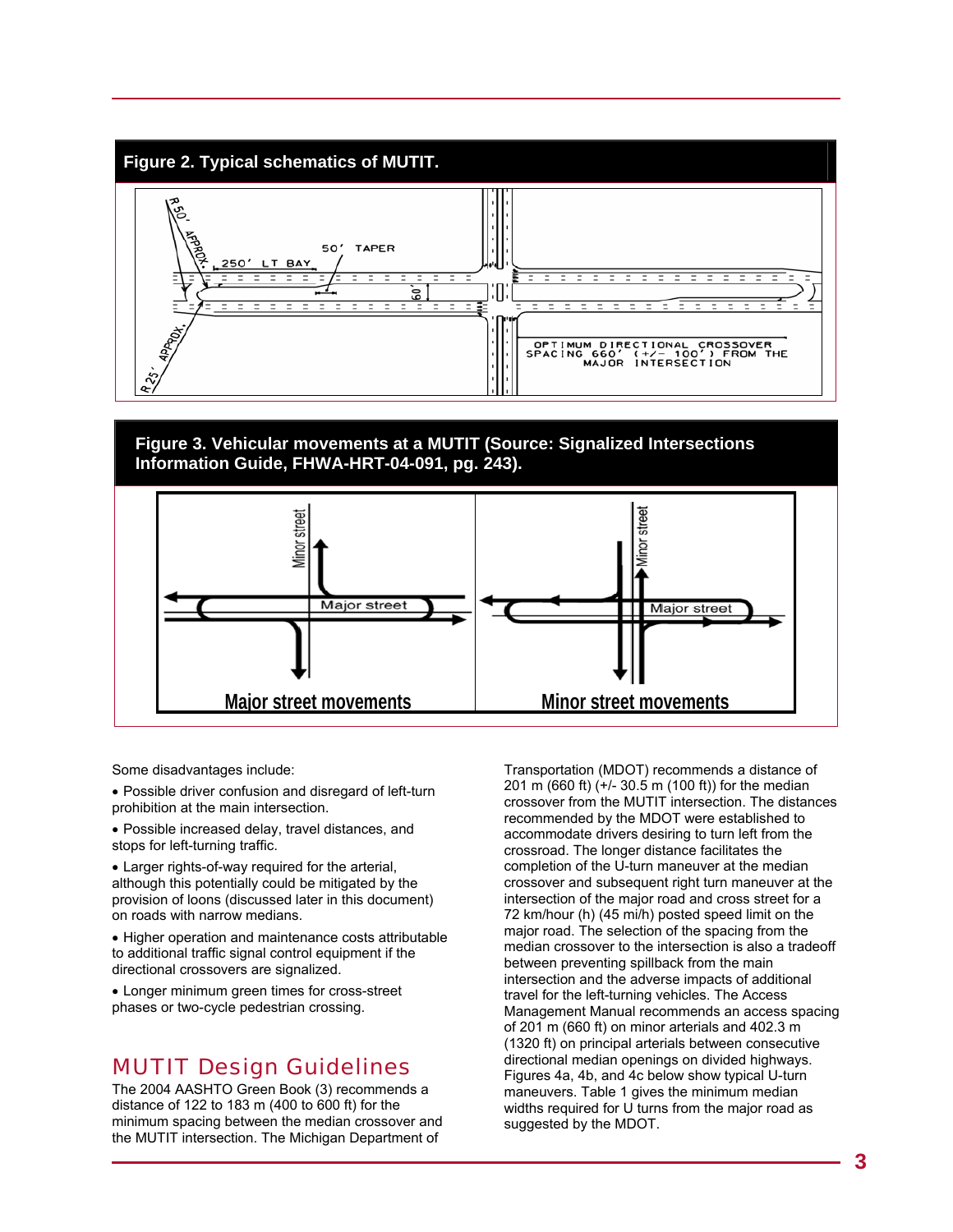**Figure 2. Typical schematics of MUTIT.**

**Figure 3. Vehicular movements at a MUTIT (Source: Signalized Intersections Information Guide, FHWA-HRT-04-091, pg. 243).**

Some disadvantages include:

- Possible driver confusion and disregard of left-turn prohibition at the main intersection.
- Possible increased delay, travel distances, and stops for left-turning traffic.
- Larger rights-of-way required for the arterial, although this potentially could be mitigated by the provision of loons (discussed later in this document) on roads with narrow medians.
- Higher operation and maintenance costs attributable to additional traffic signal control equipment if the directional crossovers are signalized.
- Longer minimum green times for cross-street phases or two-cycle pedestrian crossing.

## MUTIT Design Guidelines

The 2004 AASHTO Green Book (3) recommends a distance of 122 to 183 m (400 to 600 ft) for the minimum spacing between the median crossover and the MUTIT intersection. The Michigan Department of Transportation (MDOT) recommends a distance of 201 m (660 ft) (+/- 30.5 m (100 ft)) for the median crossover from the MUTIT intersection. The distances recommended by the MDOT were established to accommodate drivers desiring to turn left from the crossroad. The longer distance facilitates the completion of the U-turn maneuver at the median crossover and subsequent right turn maneuver at the intersection of the major road and cross street for a 72 km/hour (h) (45 mi/h) posted speed limit on the major road. The selection of the spacing from the median crossover to the intersection is also a tradeoff between preventing spillback from the main intersection and the adverse impacts of additional travel for the left-turning vehicles. The Access Management Manual recommends an access spacing of 201 m (660 ft) on minor arterials and 402.3 m (1320 ft) on principal arterials between consecutive directional median openings on divided highways. Figures 4a, 4b, and 4c below show typical U-turn maneuvers. Table 1 gives the minimum median widths required for U turns from the major road as suggested by the MDOT.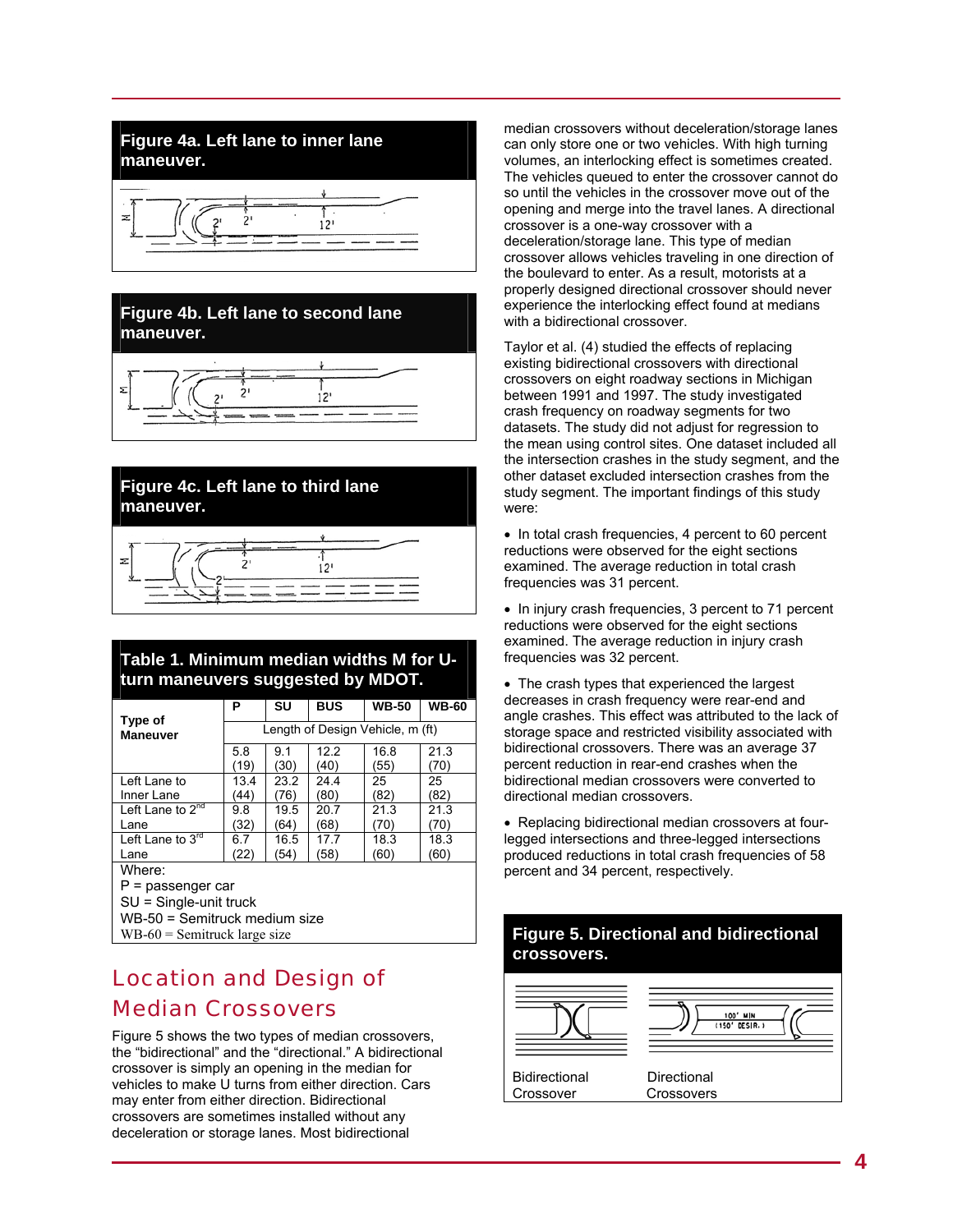**Figure 4a. Left lane to inner lane maneuver.**

**Figure 4b. Left lane to second lane maneuver.**

**Figure 4c. Left lane to third lane maneuver.**

**Table 1. Minimum median widths M for U-turn maneuvers suggested by MDOT.**

| Type of Maneuver | P | SU | BUS | WB-50 | WB-60 |
|---|---|---|---|---|---|
| | Length of Design Vehicle, m (ft) | | | | |
| | 5.8 (19) | 9.1 (30) | 12.2 (40) | 16.8 (55) | 21.3 (70) |
| Left Lane to Inner Lane | 13.4 (44) | 23.2 (76) | 24.4 (80) | 25 (82) | 25 (82) |
| Left Lane to 2nd Lane | 9.8 (32) | 19.5 (64) | 20.7 (68) | 21.3 (70) | 21.3 (70) |
| Left Lane to 3rd Lane | 6.7 (22) | 16.5 (54) | 17.7 (58) | 18.3 (60) | 18.3 (60) |

Where:
P = passenger car
SU = Single-unit truck
WB-50 = Semitruck medium size
WB-60 = Semitruck large size

## Location and Design of Median Crossovers

Figure 5 shows the two types of median crossovers, the "bidirectional" and the "directional." A bidirectional crossover is simply an opening in the median for vehicles to make U turns from either direction. Cars may enter from either direction. Bidirectional crossovers are sometimes installed without any deceleration or storage lanes. Most bidirectional median crossovers without deceleration/storage lanes can only store one or two vehicles. With high turning volumes, an interlocking effect is sometimes created. The vehicles queued to enter the crossover cannot do so until the vehicles in the crossover move out of the opening and merge into the travel lanes. A directional crossover is a one-way crossover with a deceleration/storage lane. This type of median crossover allows vehicles traveling in one direction of the boulevard to enter. As a result, motorists at a properly designed directional crossover should never experience the interlocking effect found at medians with a bidirectional crossover.

Taylor et al. (4) studied the effects of replacing existing bidirectional crossovers with directional crossovers on eight roadway sections in Michigan between 1991 and 1997. The study investigated crash frequency on roadway segments for two datasets. The study did not adjust for regression to the mean using control sites. One dataset included all the intersection crashes in the study segment, and the other dataset excluded intersection crashes from the study segment. The important findings of this study were:

- In total crash frequencies, 4 percent to 60 percent reductions were observed for the eight sections examined. The average reduction in total crash frequencies was 31 percent.
- In injury crash frequencies, 3 percent to 71 percent reductions were observed for the eight sections examined. The average reduction in injury crash frequencies was 32 percent.
- The crash types that experienced the largest decreases in crash frequency were rear-end and angle crashes. This effect was attributed to the lack of storage space and restricted visibility associated with bidirectional crossovers. There was an average 37 percent reduction in rear-end crashes when the bidirectional median crossovers were converted to directional median crossovers.
- Replacing bidirectional median crossovers at four-legged intersections and three-legged intersections produced reductions in total crash frequencies of 58 percent and 34 percent, respectively.

**Figure 5. Directional and bidirectional crossovers.**

Bidirectional Crossover | Directional Crossovers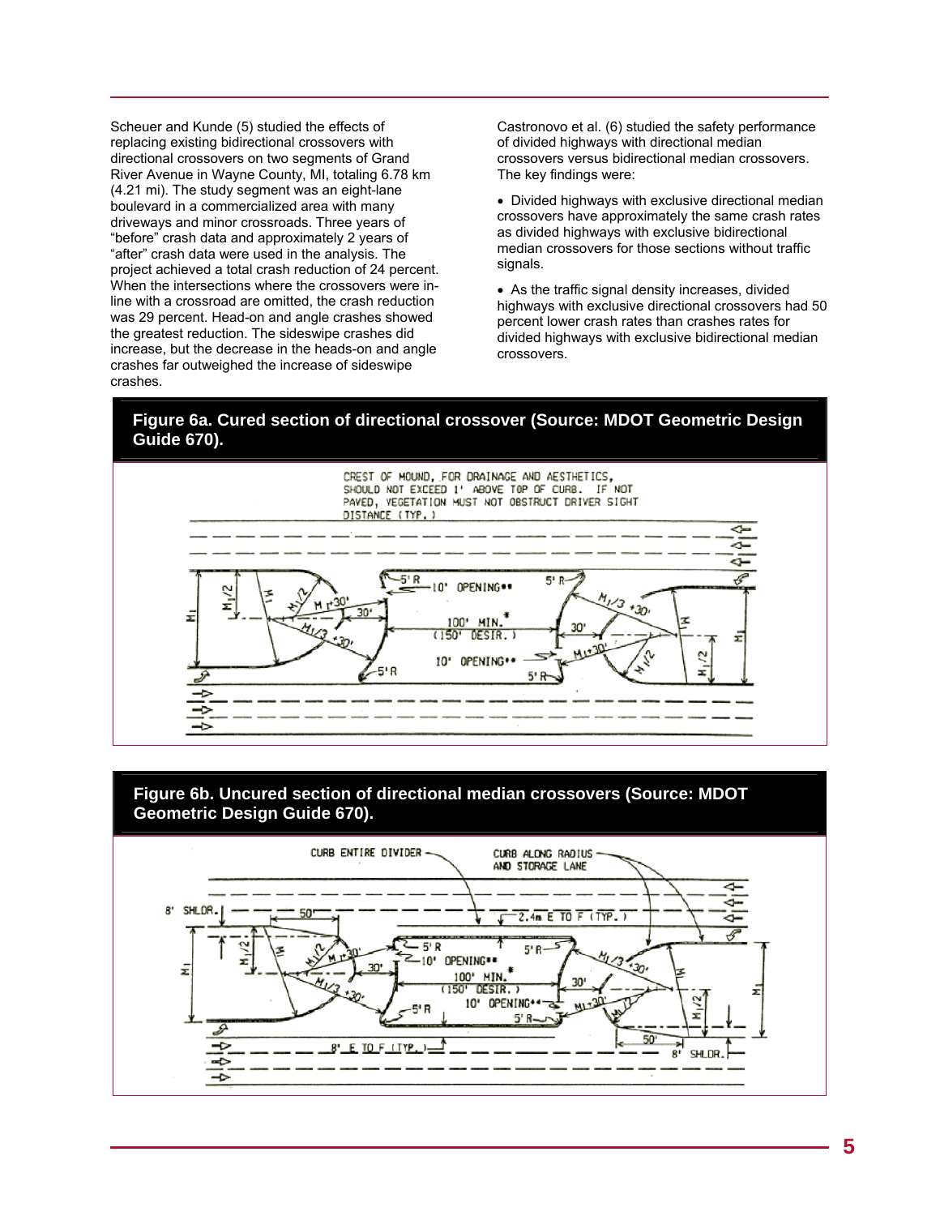Scheuer and Kunde (5) studied the effects of replacing existing bidirectional crossovers with directional crossovers on two segments of Grand River Avenue in Wayne County, MI, totaling 6.78 km (4.21 mi). The study segment was an eight-lane boulevard in a commercialized area with many driveways and minor crossroads. Three years of "before" crash data and approximately 2 years of "after" crash data were used in the analysis. The project achieved a total crash reduction of 24 percent. When the intersections where the crossovers were in-line with a crossroad are omitted, the crash reduction was 29 percent. Head-on and angle crashes showed the greatest reduction. The sideswipe crashes did increase, but the decrease in the heads-on and angle crashes far outweighed the increase of sideswipe crashes.

Castronovo et al. (6) studied the safety performance of divided highways with directional median crossovers versus bidirectional median crossovers. The key findings were:

- Divided highways with exclusive directional median crossovers have approximately the same crash rates as divided highways with exclusive bidirectional median crossovers for those sections without traffic signals.
- As the traffic signal density increases, divided highways with exclusive directional crossovers had 50 percent lower crash rates than crashes rates for divided highways with exclusive bidirectional median crossovers.

**Figure 6a. Cured section of directional crossover (Source: MDOT Geometric Design Guide 670).**

**Figure 6b. Uncured section of directional median crossovers (Source: MDOT Geometric Design Guide 670).**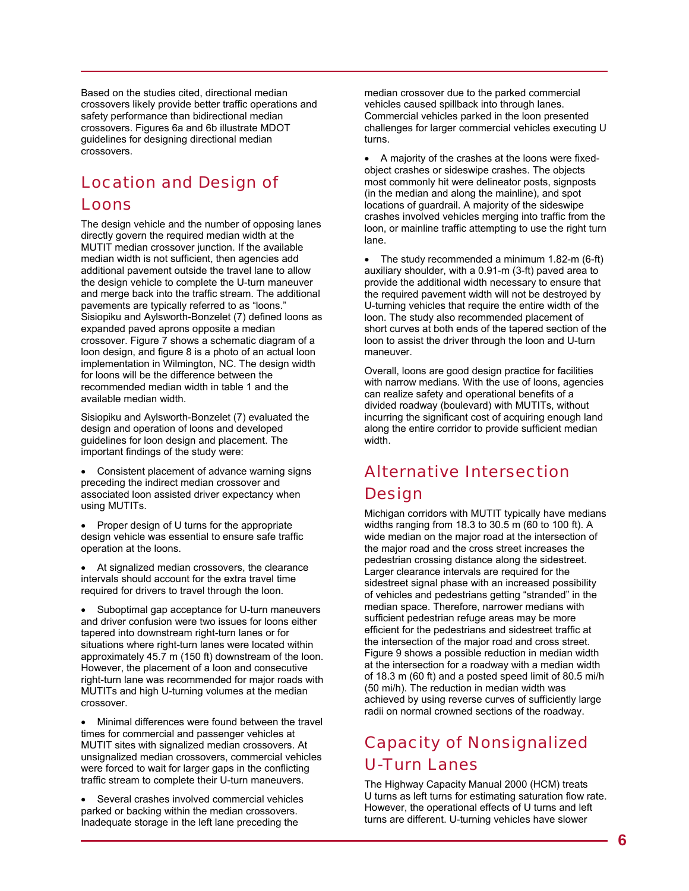Based on the studies cited, directional median crossovers likely provide better traffic operations and safety performance than bidirectional median crossovers. Figures 6a and 6b illustrate MDOT guidelines for designing directional median crossovers.

## Location and Design of Loons

The design vehicle and the number of opposing lanes directly govern the required median width at the MUTIT median crossover junction. If the available median width is not sufficient, then agencies add additional pavement outside the travel lane to allow the design vehicle to complete the U-turn maneuver and merge back into the traffic stream. The additional pavements are typically referred to as "loons." Sisiopiku and Aylsworth-Bonzelet (7) defined loons as expanded paved aprons opposite a median crossover. Figure 7 shows a schematic diagram of a loon design, and figure 8 is a photo of an actual loon implementation in Wilmington, NC. The design width for loons will be the difference between the recommended median width in table 1 and the available median width.

Sisiopiku and Aylsworth-Bonzelet (7) evaluated the design and operation of loons and developed guidelines for loon design and placement. The important findings of the study were:

- Consistent placement of advance warning signs preceding the indirect median crossover and associated loon assisted driver expectancy when using MUTITs.
- Proper design of U turns for the appropriate design vehicle was essential to ensure safe traffic operation at the loons.
- At signalized median crossovers, the clearance intervals should account for the extra travel time required for drivers to travel through the loon.
- Suboptimal gap acceptance for U-turn maneuvers and driver confusion were two issues for loons either tapered into downstream right-turn lanes or for situations where right-turn lanes were located within approximately 45.7 m (150 ft) downstream of the loon. However, the placement of a loon and consecutive right-turn lane was recommended for major roads with MUTITs and high U-turning volumes at the median crossover.
- Minimal differences were found between the travel times for commercial and passenger vehicles at MUTIT sites with signalized median crossovers. At unsignalized median crossovers, commercial vehicles were forced to wait for larger gaps in the conflicting traffic stream to complete their U-turn maneuvers.
- Several crashes involved commercial vehicles parked or backing within the median crossovers. Inadequate storage in the left lane preceding the median crossover due to the parked commercial vehicles caused spillback into through lanes. Commercial vehicles parked in the loon presented challenges for larger commercial vehicles executing U turns.
- A majority of the crashes at the loons were fixed-object crashes or sideswipe crashes. The objects most commonly hit were delineator posts, signposts (in the median and along the mainline), and spot locations of guardrail. A majority of the sideswipe crashes involved vehicles merging into traffic from the loon, or mainline traffic attempting to use the right turn lane.
- The study recommended a minimum 1.82-m (6-ft) auxiliary shoulder, with a 0.91-m (3-ft) paved area to provide the additional width necessary to ensure that the required pavement width will not be destroyed by U-turning vehicles that require the entire width of the loon. The study also recommended placement of short curves at both ends of the tapered section of the loon to assist the driver through the loon and U-turn maneuver.

Overall, loons are good design practice for facilities with narrow medians. With the use of loons, agencies can realize safety and operational benefits of a divided roadway (boulevard) with MUTITs, without incurring the significant cost of acquiring enough land along the entire corridor to provide sufficient median width.

## Alternative Intersection Design

Michigan corridors with MUTIT typically have medians widths ranging from 18.3 to 30.5 m (60 to 100 ft). A wide median on the major road at the intersection of the major road and the cross street increases the pedestrian crossing distance along the sidestreet. Larger clearance intervals are required for the sidestreet signal phase with an increased possibility of vehicles and pedestrians getting "stranded" in the median space. Therefore, narrower medians with sufficient pedestrian refuge areas may be more efficient for the pedestrians and sidestreet traffic at the intersection of the major road and cross street. Figure 9 shows a possible reduction in median width at the intersection for a roadway with a median width of 18.3 m (60 ft) and a posted speed limit of 80.5 mi/h (50 mi/h). The reduction in median width was achieved by using reverse curves of sufficiently large radii on normal crowned sections of the roadway.

## Capacity of Nonsignalized U-Turn Lanes

The Highway Capacity Manual 2000 (HCM) treats U turns as left turns for estimating saturation flow rate. However, the operational effects of U turns and left turns are different. U-turning vehicles have slower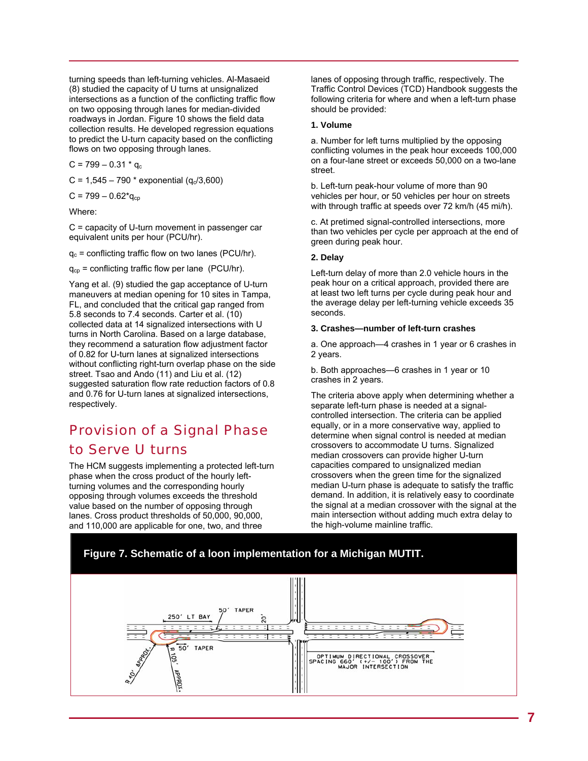turning speeds than left-turning vehicles. Al-Masaeid (8) studied the capacity of U turns at unsignalized intersections as a function of the conflicting traffic flow on two opposing through lanes for median-divided roadways in Jordan. Figure 10 shows the field data collection results. He developed regression equations to predict the U-turn capacity based on the conflicting flows on two opposing through lanes.

$C = 799 - 0.31 * q_c$

$C = 1{,}545 - 790 * \text{exponential} (q_c/3{,}600)$

$C = 799 - 0.62 * q_{cp}$

Where:

C = capacity of U-turn movement in passenger car equivalent units per hour (PCU/hr).

$q_c$ = conflicting traffic flow on two lanes (PCU/hr).

$q_{cp}$ = conflicting traffic flow per lane (PCU/hr).

Yang et al. (9) studied the gap acceptance of U-turn maneuvers at median opening for 10 sites in Tampa, FL, and concluded that the critical gap ranged from 5.8 seconds to 7.4 seconds. Carter et al. (10) collected data at 14 signalized intersections with U turns in North Carolina. Based on a large database, they recommend a saturation flow adjustment factor of 0.82 for U-turn lanes at signalized intersections without conflicting right-turn overlap phase on the side street. Tsao and Ando (11) and Liu et al. (12) suggested saturation flow rate reduction factors of 0.8 and 0.76 for U-turn lanes at signalized intersections, respectively.

## Provision of a Signal Phase to Serve U turns

The HCM suggests implementing a protected left-turn phase when the cross product of the hourly left-turning volumes and the corresponding hourly opposing through volumes exceeds the threshold value based on the number of opposing through lanes. Cross product thresholds of 50,000, 90,000, and 110,000 are applicable for one, two, and three lanes of opposing through traffic, respectively. The Traffic Control Devices (TCD) Handbook suggests the following criteria for where and when a left-turn phase should be provided:

**1. Volume**

a. Number for left turns multiplied by the opposing conflicting volumes in the peak hour exceeds 100,000 on a four-lane street or exceeds 50,000 on a two-lane street.

b. Left-turn peak-hour volume of more than 90 vehicles per hour, or 50 vehicles per hour on streets with through traffic at speeds over 72 km/h (45 mi/h).

c. At pretimed signal-controlled intersections, more than two vehicles per cycle per approach at the end of green during peak hour.

**2. Delay**

Left-turn delay of more than 2.0 vehicle hours in the peak hour on a critical approach, provided there are at least two left turns per cycle during peak hour and the average delay per left-turning vehicle exceeds 35 seconds.

**3. Crashes—number of left-turn crashes**

a. One approach—4 crashes in 1 year or 6 crashes in 2 years.

b. Both approaches—6 crashes in 1 year or 10 crashes in 2 years.

The criteria above apply when determining whether a separate left-turn phase is needed at a signal-controlled intersection. The criteria can be applied equally, or in a more conservative way, applied to determine when signal control is needed at median crossovers to accommodate U turns. Signalized median crossovers can provide higher U-turn capacities compared to unsignalized median crossovers when the green time for the signalized median U-turn phase is adequate to satisfy the traffic demand. In addition, it is relatively easy to coordinate the signal at a median crossover with the signal at the main intersection without adding much extra delay to the high-volume mainline traffic.

**Figure 7. Schematic of a loon implementation for a Michigan MUTIT.**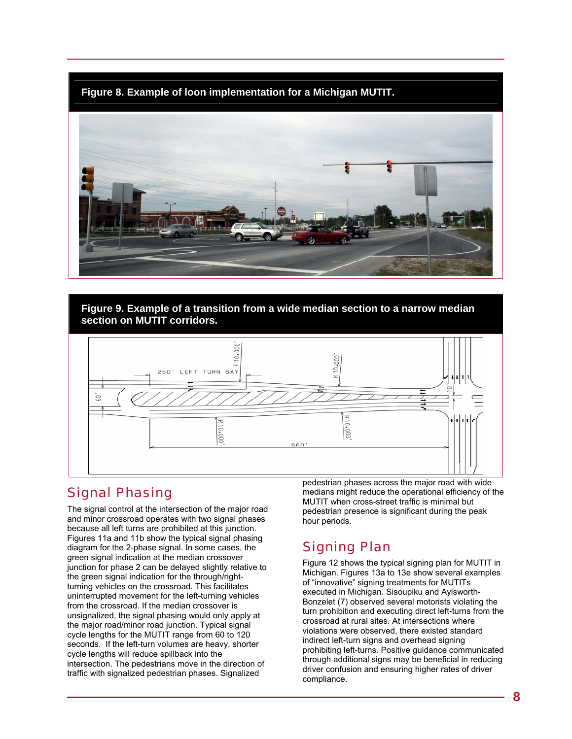**Figure 8. Example of loon implementation for a Michigan MUTIT.**

**Figure 9. Example of a transition from a wide median section to a narrow median section on MUTIT corridors.**

## Signal Phasing

The signal control at the intersection of the major road and minor crossroad operates with two signal phases because all left turns are prohibited at this junction. Figures 11a and 11b show the typical signal phasing diagram for the 2-phase signal. In some cases, the green signal indication at the median crossover junction for phase 2 can be delayed slightly relative to the green signal indication for the through/right-turning vehicles on the crossroad. This facilitates uninterrupted movement for the left-turning vehicles from the crossroad. If the median crossover is unsignalized, the signal phasing would only apply at the major road/minor road junction. Typical signal cycle lengths for the MUTIT range from 60 to 120 seconds. If the left-turn volumes are heavy, shorter cycle lengths will reduce spillback into the intersection. The pedestrians move in the direction of traffic with signalized pedestrian phases. Signalized pedestrian phases across the major road with wide medians might reduce the operational efficiency of the MUTIT when cross-street traffic is minimal but pedestrian presence is significant during the peak hour periods.

## Signing Plan

Figure 12 shows the typical signing plan for MUTIT in Michigan. Figures 13a to 13e show several examples of "innovative" signing treatments for MUTITs executed in Michigan. Sisoupiku and Aylsworth-Bonzelet (7) observed several motorists violating the turn prohibition and executing direct left-turns from the crossroad at rural sites. At intersections where violations were observed, there existed standard indirect left-turn signs and overhead signing prohibiting left-turns. Positive guidance communicated through additional signs may be beneficial in reducing driver confusion and ensuring higher rates of driver compliance.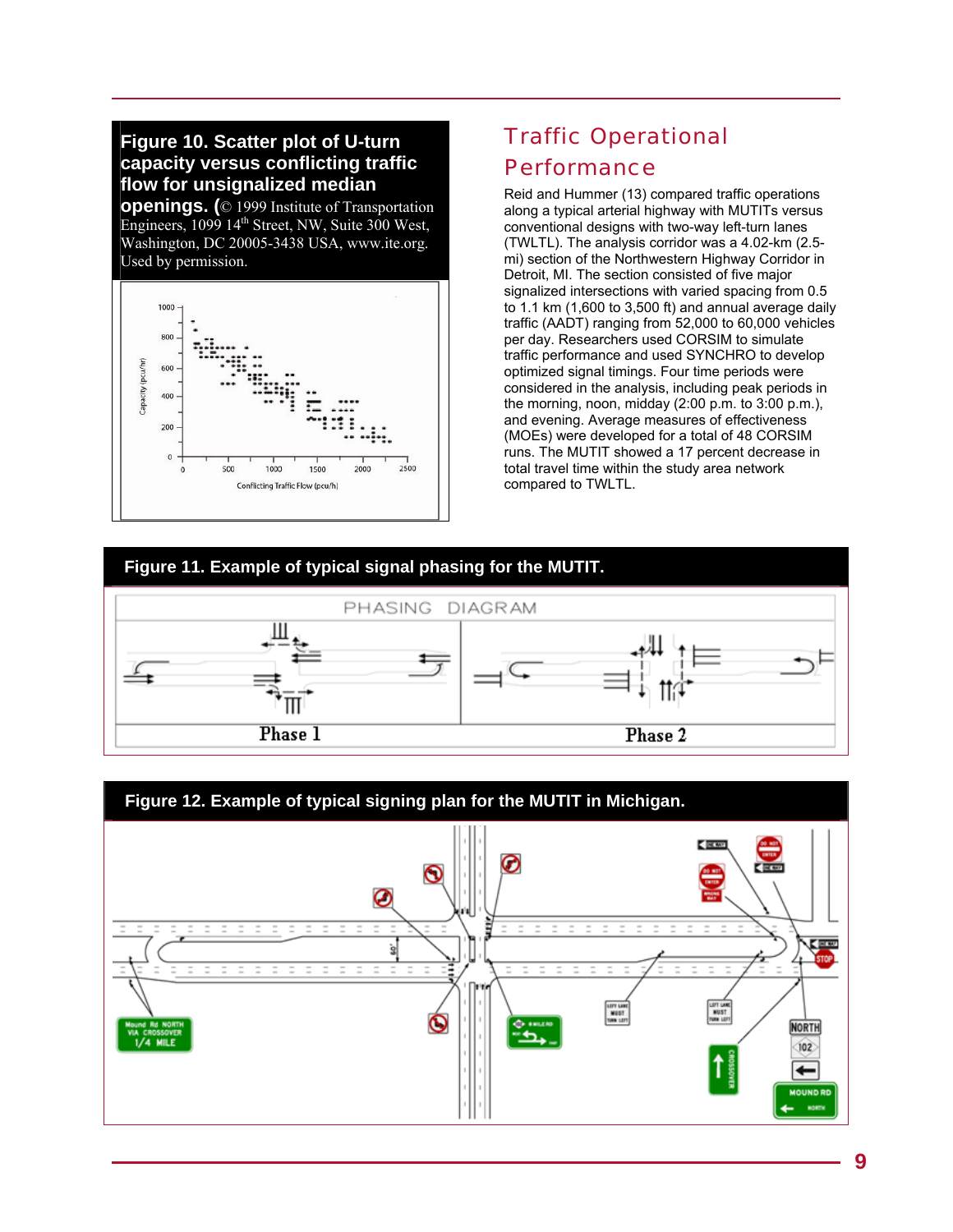**Figure 10. Scatter plot of U-turn capacity versus conflicting traffic flow for unsignalized median openings.** (© 1999 Institute of Transportation Engineers, 1099 14th Street, NW, Suite 300 West, Washington, DC 20005-3438 USA, www.ite.org. Used by permission.

## Traffic Operational Performance

Reid and Hummer (13) compared traffic operations along a typical arterial highway with MUTITs versus conventional designs with two-way left-turn lanes (TWLTL). The analysis corridor was a 4.02-km (2.5-mi) section of the Northwestern Highway Corridor in Detroit, MI. The section consisted of five major signalized intersections with varied spacing from 0.5 to 1.1 km (1,600 to 3,500 ft) and annual average daily traffic (AADT) ranging from 52,000 to 60,000 vehicles per day. Researchers used CORSIM to simulate traffic performance and used SYNCHRO to develop optimized signal timings. Four time periods were considered in the analysis, including peak periods in the morning, noon, midday (2:00 p.m. to 3:00 p.m.), and evening. Average measures of effectiveness (MOEs) were developed for a total of 48 CORSIM runs. The MUTIT showed a 17 percent decrease in total travel time within the study area network compared to TWLTL.

**Figure 11. Example of typical signal phasing for the MUTIT.**

**Figure 12. Example of typical signing plan for the MUTIT in Michigan.**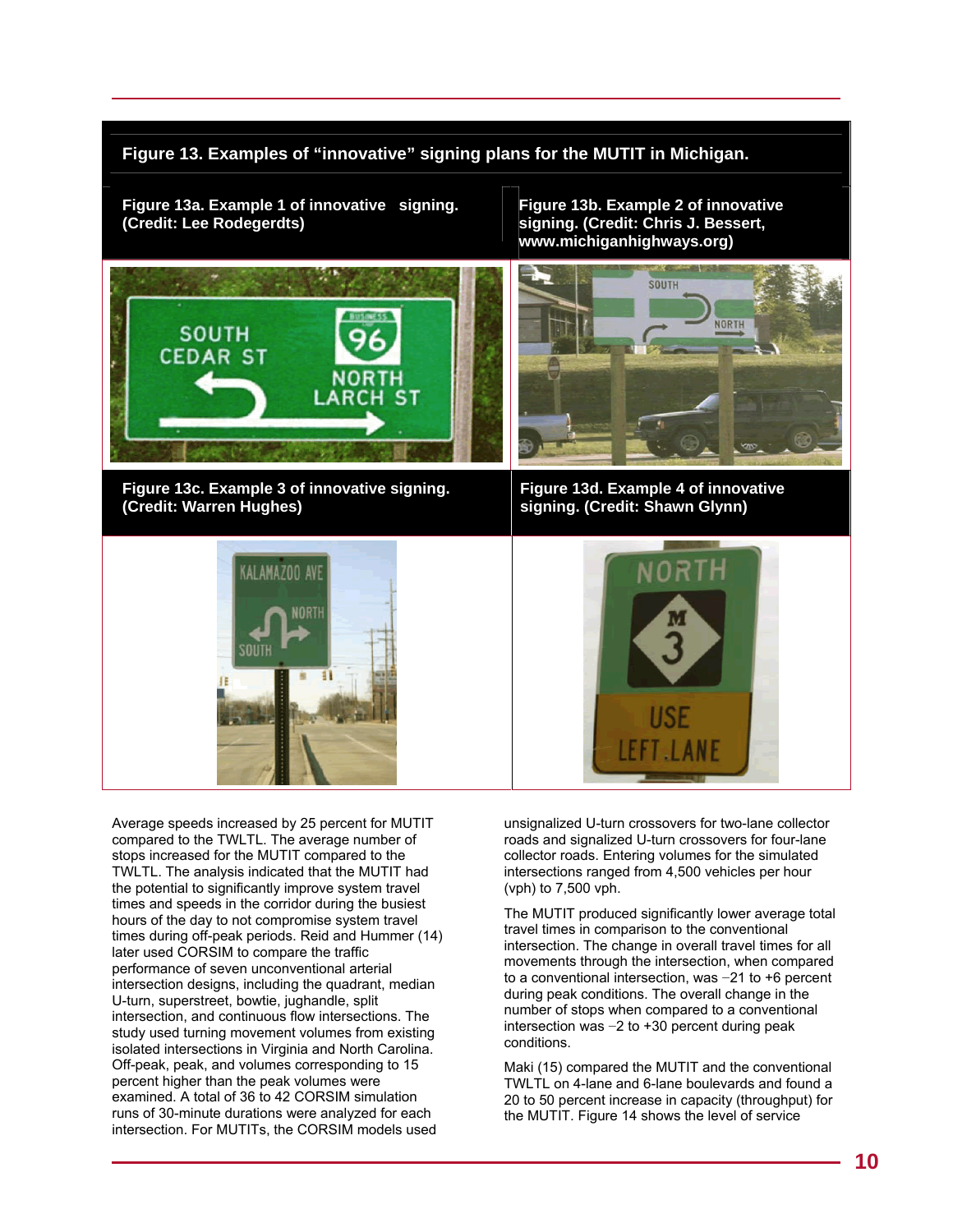**Figure 13. Examples of "innovative" signing plans for the MUTIT in Michigan.**

**Figure 13a. Example 1 of innovative signing. (Credit: Lee Rodegerdts)**

**Figure 13b. Example 2 of innovative signing. (Credit: Chris J. Bessert, www.michiganhighways.org)**

**Figure 13c. Example 3 of innovative signing. (Credit: Warren Hughes)**

**Figure 13d. Example 4 of innovative signing. (Credit: Shawn Glynn)**

Average speeds increased by 25 percent for MUTIT compared to the TWLTL. The average number of stops increased for the MUTIT compared to the TWLTL. The analysis indicated that the MUTIT had the potential to significantly improve system travel times and speeds in the corridor during the busiest hours of the day to not compromise system travel times during off-peak periods. Reid and Hummer (14) later used CORSIM to compare the traffic performance of seven unconventional arterial intersection designs, including the quadrant, median U-turn, superstreet, bowtie, jughandle, split intersection, and continuous flow intersections. The study used turning movement volumes from existing isolated intersections in Virginia and North Carolina. Off-peak, peak, and volumes corresponding to 15 percent higher than the peak volumes were examined. A total of 36 to 42 CORSIM simulation runs of 30-minute durations were analyzed for each intersection. For MUTITs, the CORSIM models used unsignalized U-turn crossovers for two-lane collector roads and signalized U-turn crossovers for four-lane collector roads. Entering volumes for the simulated intersections ranged from 4,500 vehicles per hour (vph) to 7,500 vph.

The MUTIT produced significantly lower average total travel times in comparison to the conventional intersection. The change in overall travel times for all movements through the intersection, when compared to a conventional intersection, was −21 to +6 percent during peak conditions. The overall change in the number of stops when compared to a conventional intersection was −2 to +30 percent during peak conditions.

Maki (15) compared the MUTIT and the conventional TWLTL on 4-lane and 6-lane boulevards and found a 20 to 50 percent increase in capacity (throughput) for the MUTIT. Figure 14 shows the level of service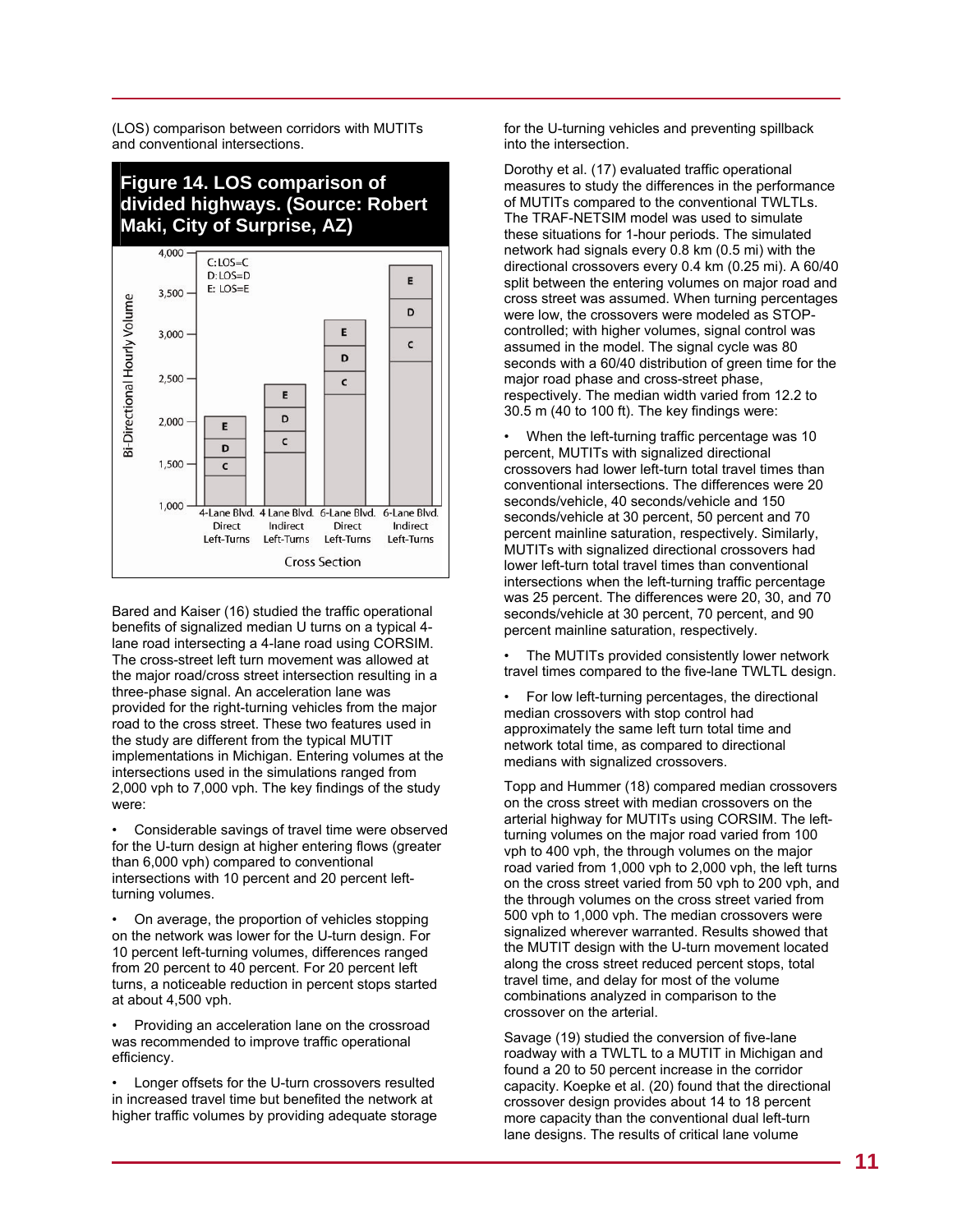(LOS) comparison between corridors with MUTITs and conventional intersections.

**Figure 14. LOS comparison of divided highways. (Source: Robert Maki, City of Surprise, AZ)**

Bared and Kaiser (16) studied the traffic operational benefits of signalized median U turns on a typical 4-lane road intersecting a 4-lane road using CORSIM. The cross-street left turn movement was allowed at the major road/cross street intersection resulting in a three-phase signal. An acceleration lane was provided for the right-turning vehicles from the major road to the cross street. These two features used in the study are different from the typical MUTIT implementations in Michigan. Entering volumes at the intersections used in the simulations ranged from 2,000 vph to 7,000 vph. The key findings of the study were:

- Considerable savings of travel time were observed for the U-turn design at higher entering flows (greater than 6,000 vph) compared to conventional intersections with 10 percent and 20 percent left-turning volumes.
- On average, the proportion of vehicles stopping on the network was lower for the U-turn design. For 10 percent left-turning volumes, differences ranged from 20 percent to 40 percent. For 20 percent left turns, a noticeable reduction in percent stops started at about 4,500 vph.
- Providing an acceleration lane on the crossroad was recommended to improve traffic operational efficiency.
- Longer offsets for the U-turn crossovers resulted in increased travel time but benefited the network at higher traffic volumes by providing adequate storage for the U-turning vehicles and preventing spillback into the intersection.

Dorothy et al. (17) evaluated traffic operational measures to study the differences in the performance of MUTITs compared to the conventional TWLTLs. The TRAF-NETSIM model was used to simulate these situations for 1-hour periods. The simulated network had signals every 0.8 km (0.5 mi) with the directional crossovers every 0.4 km (0.25 mi). A 60/40 split between the entering volumes on major road and cross street was assumed. When turning percentages were low, the crossovers were modeled as STOP-controlled; with higher volumes, signal control was assumed in the model. The signal cycle was 80 seconds with a 60/40 distribution of green time for the major road phase and cross-street phase, respectively. The median width varied from 12.2 to 30.5 m (40 to 100 ft). The key findings were:

- When the left-turning traffic percentage was 10 percent, MUTITs with signalized directional crossovers had lower left-turn total travel times than conventional intersections. The differences were 20 seconds/vehicle, 40 seconds/vehicle and 150 seconds/vehicle at 30 percent, 50 percent and 70 percent mainline saturation, respectively. Similarly, MUTITs with signalized directional crossovers had lower left-turn total travel times than conventional intersections when the left-turning traffic percentage was 25 percent. The differences were 20, 30, and 70 seconds/vehicle at 30 percent, 70 percent, and 90 percent mainline saturation, respectively.
- The MUTITs provided consistently lower network travel times compared to the five-lane TWLTL design.
- For low left-turning percentages, the directional median crossovers with stop control had approximately the same left turn total time and network total time, as compared to directional medians with signalized crossovers.

Topp and Hummer (18) compared median crossovers on the cross street with median crossovers on the arterial highway for MUTITs using CORSIM. The left-turning volumes on the major road varied from 100 vph to 400 vph, the through volumes on the major road varied from 1,000 vph to 2,000 vph, the left turns on the cross street varied from 50 vph to 200 vph, and the through volumes on the cross street varied from 500 vph to 1,000 vph. The median crossovers were signalized wherever warranted. Results showed that the MUTIT design with the U-turn movement located along the cross street reduced percent stops, total travel time, and delay for most of the volume combinations analyzed in comparison to the crossover on the arterial.

Savage (19) studied the conversion of five-lane roadway with a TWLTL to a MUTIT in Michigan and found a 20 to 50 percent increase in the corridor capacity. Koepke et al. (20) found that the directional crossover design provides about 14 to 18 percent more capacity than the conventional dual left-turn lane designs. The results of critical lane volume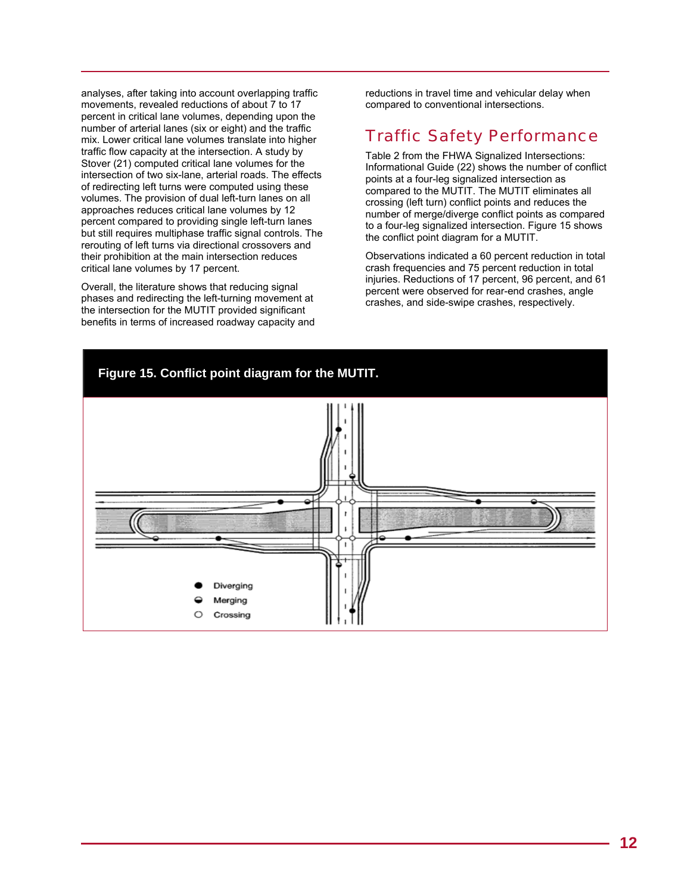analyses, after taking into account overlapping traffic movements, revealed reductions of about 7 to 17 percent in critical lane volumes, depending upon the number of arterial lanes (six or eight) and the traffic mix. Lower critical lane volumes translate into higher traffic flow capacity at the intersection. A study by Stover (21) computed critical lane volumes for the intersection of two six-lane, arterial roads. The effects of redirecting left turns were computed using these volumes. The provision of dual left-turn lanes on all approaches reduces critical lane volumes by 12 percent compared to providing single left-turn lanes but still requires multiphase traffic signal controls. The rerouting of left turns via directional crossovers and their prohibition at the main intersection reduces critical lane volumes by 17 percent.

Overall, the literature shows that reducing signal phases and redirecting the left-turning movement at the intersection for the MUTIT provided significant benefits in terms of increased roadway capacity and reductions in travel time and vehicular delay when compared to conventional intersections.

## Traffic Safety Performance

Table 2 from the FHWA Signalized Intersections: Informational Guide (22) shows the number of conflict points at a four-leg signalized intersection as compared to the MUTIT. The MUTIT eliminates all crossing (left turn) conflict points and reduces the number of merge/diverge conflict points as compared to a four-leg signalized intersection. Figure 15 shows the conflict point diagram for a MUTIT.

Observations indicated a 60 percent reduction in total crash frequencies and 75 percent reduction in total injuries. Reductions of 17 percent, 96 percent, and 61 percent were observed for rear-end crashes, angle crashes, and side-swipe crashes, respectively.

**Figure 15. Conflict point diagram for the MUTIT.**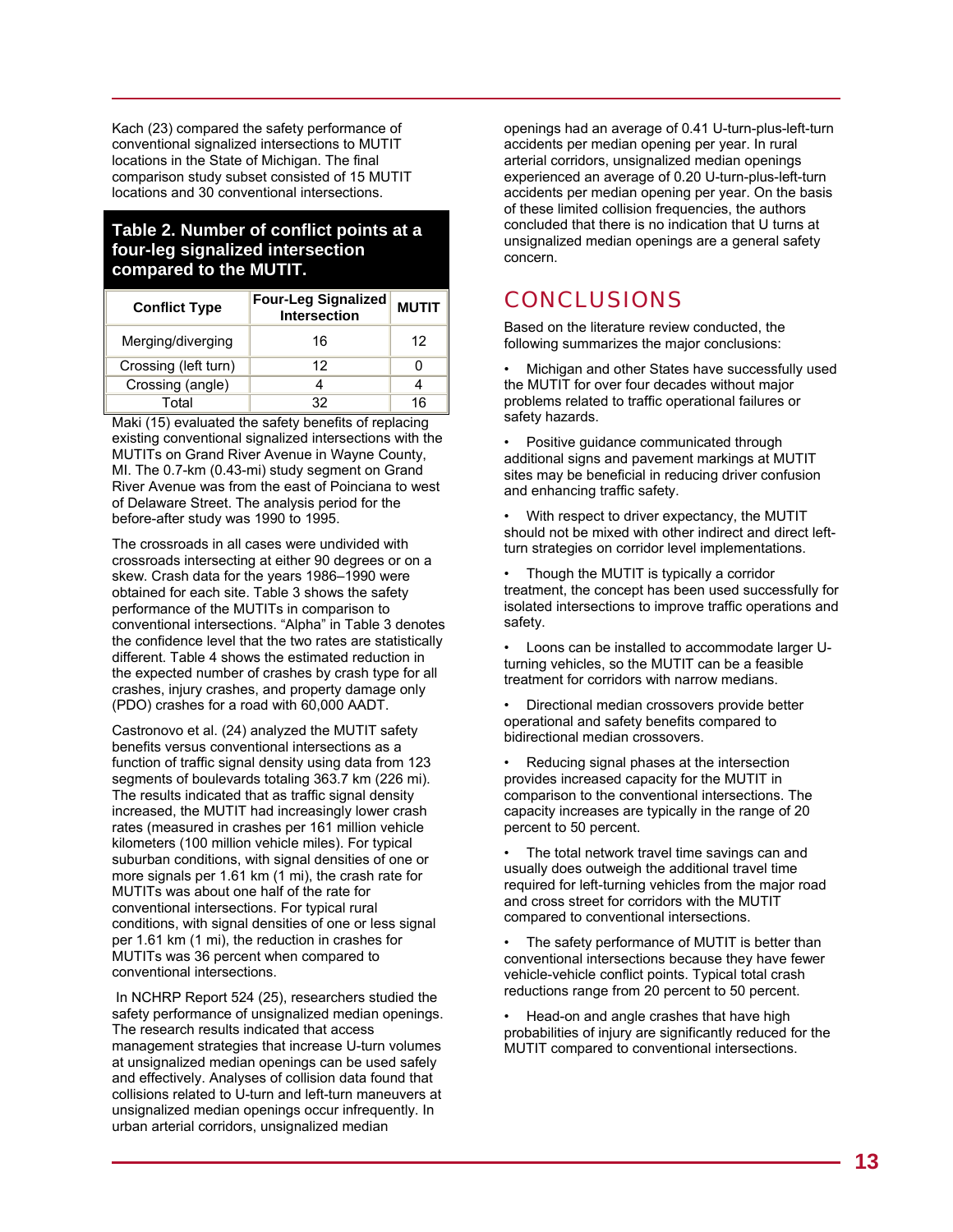Kach (23) compared the safety performance of conventional signalized intersections to MUTIT locations in the State of Michigan. The final comparison study subset consisted of 15 MUTIT locations and 30 conventional intersections.

**Table 2. Number of conflict points at a four-leg signalized intersection compared to the MUTIT.**

| Conflict Type | Four-Leg Signalized Intersection | MUTIT |
|---|---|---|
| Merging/diverging | 16 | 12 |
| Crossing (left turn) | 12 | 0 |
| Crossing (angle) | 4 | 4 |
| Total | 32 | 16 |

Maki (15) evaluated the safety benefits of replacing existing conventional signalized intersections with the MUTITs on Grand River Avenue in Wayne County, MI. The 0.7-km (0.43-mi) study segment on Grand River Avenue was from the east of Poinciana to west of Delaware Street. The analysis period for the before-after study was 1990 to 1995.

The crossroads in all cases were undivided with crossroads intersecting at either 90 degrees or on a skew. Crash data for the years 1986–1990 were obtained for each site. Table 3 shows the safety performance of the MUTITs in comparison to conventional intersections. "Alpha" in Table 3 denotes the confidence level that the two rates are statistically different. Table 4 shows the estimated reduction in the expected number of crashes by crash type for all crashes, injury crashes, and property damage only (PDO) crashes for a road with 60,000 AADT.

Castronovo et al. (24) analyzed the MUTIT safety benefits versus conventional intersections as a function of traffic signal density using data from 123 segments of boulevards totaling 363.7 km (226 mi). The results indicated that as traffic signal density increased, the MUTIT had increasingly lower crash rates (measured in crashes per 161 million vehicle kilometers (100 million vehicle miles). For typical suburban conditions, with signal densities of one or more signals per 1.61 km (1 mi), the crash rate for MUTITs was about one half of the rate for conventional intersections. For typical rural conditions, with signal densities of one or less signal per 1.61 km (1 mi), the reduction in crashes for MUTITs was 36 percent when compared to conventional intersections.

In NCHRP Report 524 (25), researchers studied the safety performance of unsignalized median openings. The research results indicated that access management strategies that increase U-turn volumes at unsignalized median openings can be used safely and effectively. Analyses of collision data found that collisions related to U-turn and left-turn maneuvers at unsignalized median openings occur infrequently. In urban arterial corridors, unsignalized median openings had an average of 0.41 U-turn-plus-left-turn accidents per median opening per year. In rural arterial corridors, unsignalized median openings experienced an average of 0.20 U-turn-plus-left-turn accidents per median opening per year. On the basis of these limited collision frequencies, the authors concluded that there is no indication that U turns at unsignalized median openings are a general safety concern.

## CONCLUSIONS

Based on the literature review conducted, the following summarizes the major conclusions:

- Michigan and other States have successfully used the MUTIT for over four decades without major problems related to traffic operational failures or safety hazards.
- Positive guidance communicated through additional signs and pavement markings at MUTIT sites may be beneficial in reducing driver confusion and enhancing traffic safety.
- With respect to driver expectancy, the MUTIT should not be mixed with other indirect and direct left-turn strategies on corridor level implementations.
- Though the MUTIT is typically a corridor treatment, the concept has been used successfully for isolated intersections to improve traffic operations and safety.
- Loons can be installed to accommodate larger U-turning vehicles, so the MUTIT can be a feasible treatment for corridors with narrow medians.
- Directional median crossovers provide better operational and safety benefits compared to bidirectional median crossovers.
- Reducing signal phases at the intersection provides increased capacity for the MUTIT in comparison to the conventional intersections. The capacity increases are typically in the range of 20 percent to 50 percent.
- The total network travel time savings can and usually does outweigh the additional travel time required for left-turning vehicles from the major road and cross street for corridors with the MUTIT compared to conventional intersections.
- The safety performance of MUTIT is better than conventional intersections because they have fewer vehicle-vehicle conflict points. Typical total crash reductions range from 20 percent to 50 percent.
- Head-on and angle crashes that have high probabilities of injury are significantly reduced for the MUTIT compared to conventional intersections.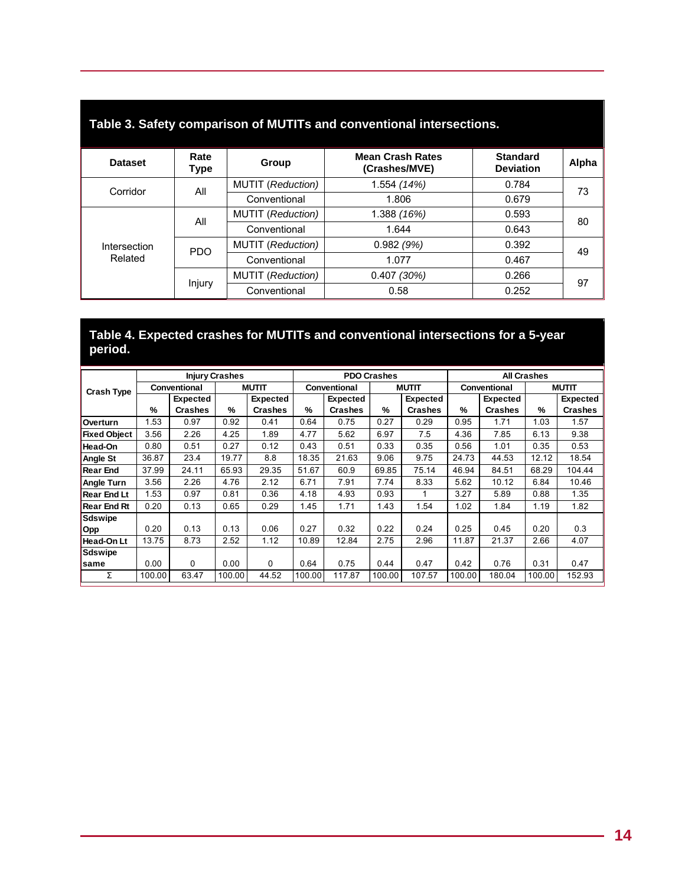**Table 3. Safety comparison of MUTITs and conventional intersections.**

| Dataset | Rate Type | Group | Mean Crash Rates (Crashes/MVE) | Standard Deviation | Alpha |
|---|---|---|---|---|---|
| Corridor | All | MUTIT *(Reduction)* | 1.554 *(14%)* | 0.784 | 73 |
| | | Conventional | 1.806 | 0.679 | |
| Intersection Related | All | MUTIT *(Reduction)* | 1.388 *(16%)* | 0.593 | 80 |
| | | Conventional | 1.644 | 0.643 | |
| | PDO | MUTIT *(Reduction)* | 0.982 *(9%)* | 0.392 | 49 |
| | | Conventional | 1.077 | 0.467 | |
| | Injury | MUTIT *(Reduction)* | 0.407 *(30%)* | 0.266 | 97 |
| | | Conventional | 0.58 | 0.252 | |

**Table 4. Expected crashes for MUTITs and conventional intersections for a 5-year period.**

| Crash Type | Injury Crashes | | | | PDO Crashes | | | | All Crashes | | | |
|---|---|---|---|---|---|---|---|---|---|---|---|---|
| | Conventional | | MUTIT | | Conventional | | MUTIT | | Conventional | | MUTIT | |
| | % | Expected Crashes | % | Expected Crashes | % | Expected Crashes | % | Expected Crashes | % | Expected Crashes | % | Expected Crashes |
| **Overturn** | 1.53 | 0.97 | 0.92 | 0.41 | 0.64 | 0.75 | 0.27 | 0.29 | 0.95 | 1.71 | 1.03 | 1.57 |
| **Fixed Object** | 3.56 | 2.26 | 4.25 | 1.89 | 4.77 | 5.62 | 6.97 | 7.5 | 4.36 | 7.85 | 6.13 | 9.38 |
| **Head-On** | 0.80 | 0.51 | 0.27 | 0.12 | 0.43 | 0.51 | 0.33 | 0.35 | 0.56 | 1.01 | 0.35 | 0.53 |
| **Angle St** | 36.87 | 23.4 | 19.77 | 8.8 | 18.35 | 21.63 | 9.06 | 9.75 | 24.73 | 44.53 | 12.12 | 18.54 |
| **Rear End** | 37.99 | 24.11 | 65.93 | 29.35 | 51.67 | 60.9 | 69.85 | 75.14 | 46.94 | 84.51 | 68.29 | 104.44 |
| **Angle Turn** | 3.56 | 2.26 | 4.76 | 2.12 | 6.71 | 7.91 | 7.74 | 8.33 | 5.62 | 10.12 | 6.84 | 10.46 |
| **Rear End Lt** | 1.53 | 0.97 | 0.81 | 0.36 | 4.18 | 4.93 | 0.93 | 1 | 3.27 | 5.89 | 0.88 | 1.35 |
| **Rear End Rt** | 0.20 | 0.13 | 0.65 | 0.29 | 1.45 | 1.71 | 1.43 | 1.54 | 1.02 | 1.84 | 1.19 | 1.82 |
| **Sdswipe Opp** | 0.20 | 0.13 | 0.13 | 0.06 | 0.27 | 0.32 | 0.22 | 0.24 | 0.25 | 0.45 | 0.20 | 0.3 |
| **Head-On Lt** | 13.75 | 8.73 | 2.52 | 1.12 | 10.89 | 12.84 | 2.75 | 2.96 | 11.87 | 21.37 | 2.66 | 4.07 |
| **Sdswipe same** | 0.00 | 0 | 0.00 | 0 | 0.64 | 0.75 | 0.44 | 0.47 | 0.42 | 0.76 | 0.31 | 0.47 |
| Σ | 100.00 | 63.47 | 100.00 | 44.52 | 100.00 | 117.87 | 100.00 | 107.57 | 100.00 | 180.04 | 100.00 | 152.93 |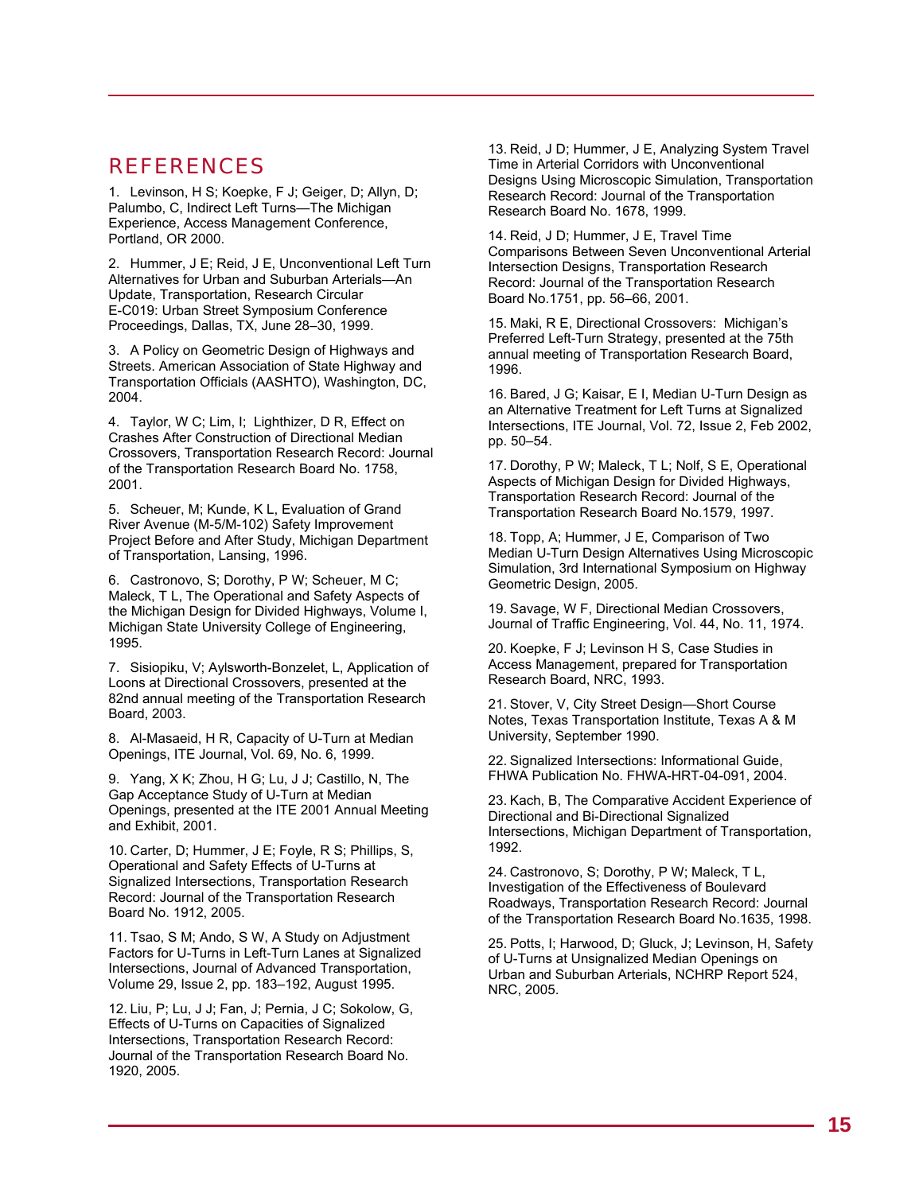## REFERENCES

1. Levinson, H S; Koepke, F J; Geiger, D; Allyn, D; Palumbo, C, Indirect Left Turns—The Michigan Experience, Access Management Conference, Portland, OR 2000.

2. Hummer, J E; Reid, J E, Unconventional Left Turn Alternatives for Urban and Suburban Arterials—An Update, Transportation, Research Circular E-C019: Urban Street Symposium Conference Proceedings, Dallas, TX, June 28–30, 1999.

3. A Policy on Geometric Design of Highways and Streets. American Association of State Highway and Transportation Officials (AASHTO), Washington, DC, 2004.

4. Taylor, W C; Lim, I; Lighthizer, D R, Effect on Crashes After Construction of Directional Median Crossovers, Transportation Research Record: Journal of the Transportation Research Board No. 1758, 2001.

5. Scheuer, M; Kunde, K L, Evaluation of Grand River Avenue (M-5/M-102) Safety Improvement Project Before and After Study, Michigan Department of Transportation, Lansing, 1996.

6. Castronovo, S; Dorothy, P W; Scheuer, M C; Maleck, T L, The Operational and Safety Aspects of the Michigan Design for Divided Highways, Volume I, Michigan State University College of Engineering, 1995.

7. Sisiopiku, V; Aylsworth-Bonzelet, L, Application of Loons at Directional Crossovers, presented at the 82nd annual meeting of the Transportation Research Board, 2003.

8. Al-Masaeid, H R, Capacity of U-Turn at Median Openings, ITE Journal, Vol. 69, No. 6, 1999.

9. Yang, X K; Zhou, H G; Lu, J J; Castillo, N, The Gap Acceptance Study of U-Turn at Median Openings, presented at the ITE 2001 Annual Meeting and Exhibit, 2001.

10. Carter, D; Hummer, J E; Foyle, R S; Phillips, S, Operational and Safety Effects of U-Turns at Signalized Intersections, Transportation Research Record: Journal of the Transportation Research Board No. 1912, 2005.

11. Tsao, S M; Ando, S W, A Study on Adjustment Factors for U-Turns in Left-Turn Lanes at Signalized Intersections, Journal of Advanced Transportation, Volume 29, Issue 2, pp. 183–192, August 1995.

12. Liu, P; Lu, J J; Fan, J; Pernia, J C; Sokolow, G, Effects of U-Turns on Capacities of Signalized Intersections, Transportation Research Record: Journal of the Transportation Research Board No. 1920, 2005.

13. Reid, J D; Hummer, J E, Analyzing System Travel Time in Arterial Corridors with Unconventional Designs Using Microscopic Simulation, Transportation Research Record: Journal of the Transportation Research Board No. 1678, 1999.

14. Reid, J D; Hummer, J E, Travel Time Comparisons Between Seven Unconventional Arterial Intersection Designs, Transportation Research Record: Journal of the Transportation Research Board No.1751, pp. 56–66, 2001.

15. Maki, R E, Directional Crossovers: Michigan's Preferred Left-Turn Strategy, presented at the 75th annual meeting of Transportation Research Board, 1996.

16. Bared, J G; Kaisar, E I, Median U-Turn Design as an Alternative Treatment for Left Turns at Signalized Intersections, ITE Journal, Vol. 72, Issue 2, Feb 2002, pp. 50–54.

17. Dorothy, P W; Maleck, T L; Nolf, S E, Operational Aspects of Michigan Design for Divided Highways, Transportation Research Record: Journal of the Transportation Research Board No.1579, 1997.

18. Topp, A; Hummer, J E, Comparison of Two Median U-Turn Design Alternatives Using Microscopic Simulation, 3rd International Symposium on Highway Geometric Design, 2005.

19. Savage, W F, Directional Median Crossovers, Journal of Traffic Engineering, Vol. 44, No. 11, 1974.

20. Koepke, F J; Levinson H S, Case Studies in Access Management, prepared for Transportation Research Board, NRC, 1993.

21. Stover, V, City Street Design—Short Course Notes, Texas Transportation Institute, Texas A & M University, September 1990.

22. Signalized Intersections: Informational Guide, FHWA Publication No. FHWA-HRT-04-091, 2004.

23. Kach, B, The Comparative Accident Experience of Directional and Bi-Directional Signalized Intersections, Michigan Department of Transportation, 1992.

24. Castronovo, S; Dorothy, P W; Maleck, T L, Investigation of the Effectiveness of Boulevard Roadways, Transportation Research Record: Journal of the Transportation Research Board No.1635, 1998.

25. Potts, I; Harwood, D; Gluck, J; Levinson, H, Safety of U-Turns at Unsignalized Median Openings on Urban and Suburban Arterials, NCHRP Report 524, NRC, 2005.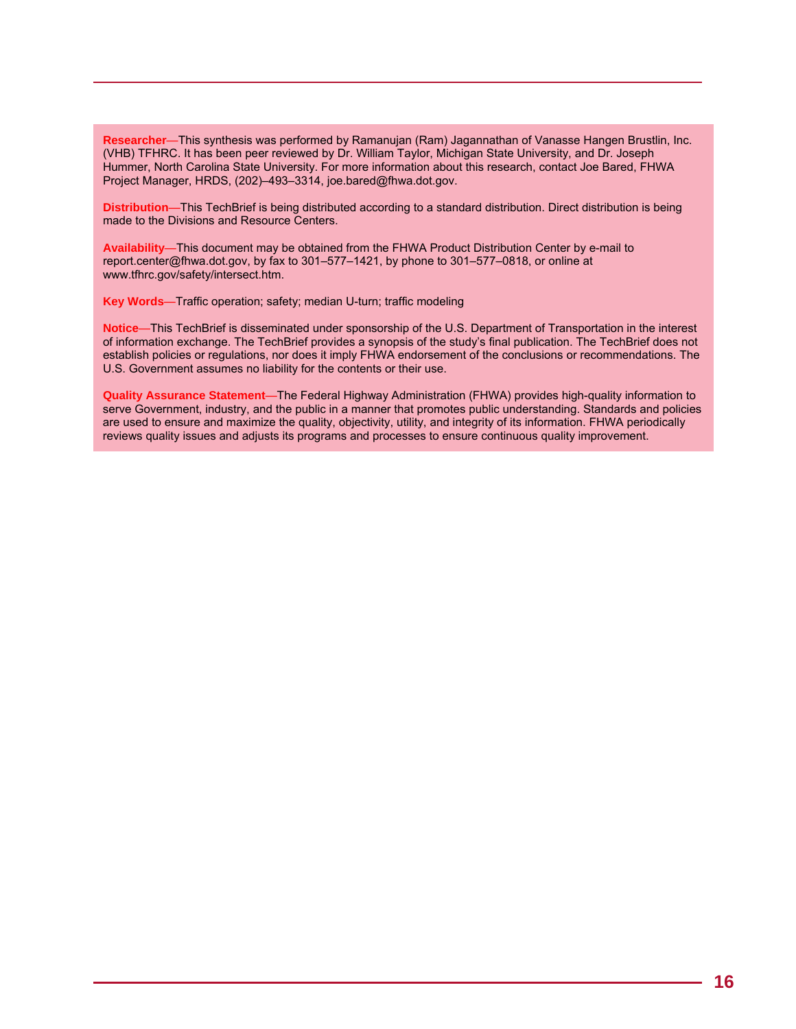**Researcher**—This synthesis was performed by Ramanujan (Ram) Jagannathan of Vanasse Hangen Brustlin, Inc. (VHB) TFHRC. It has been peer reviewed by Dr. William Taylor, Michigan State University, and Dr. Joseph Hummer, North Carolina State University. For more information about this research, contact Joe Bared, FHWA Project Manager, HRDS, (202)–493–3314, joe.bared@fhwa.dot.gov.

**Distribution**—This TechBrief is being distributed according to a standard distribution. Direct distribution is being made to the Divisions and Resource Centers.

**Availability**—This document may be obtained from the FHWA Product Distribution Center by e-mail to report.center@fhwa.dot.gov, by fax to 301–577–1421, by phone to 301–577–0818, or online at www.tfhrc.gov/safety/intersect.htm.

**Key Words**—Traffic operation; safety; median U-turn; traffic modeling

**Notice**—This TechBrief is disseminated under sponsorship of the U.S. Department of Transportation in the interest of information exchange. The TechBrief provides a synopsis of the study's final publication. The TechBrief does not establish policies or regulations, nor does it imply FHWA endorsement of the conclusions or recommendations. The U.S. Government assumes no liability for the contents or their use.

**Quality Assurance Statement**—The Federal Highway Administration (FHWA) provides high-quality information to serve Government, industry, and the public in a manner that promotes public understanding. Standards and policies are used to ensure and maximize the quality, objectivity, utility, and integrity of its information. FHWA periodically reviews quality issues and adjusts its programs and processes to ensure continuous quality improvement.